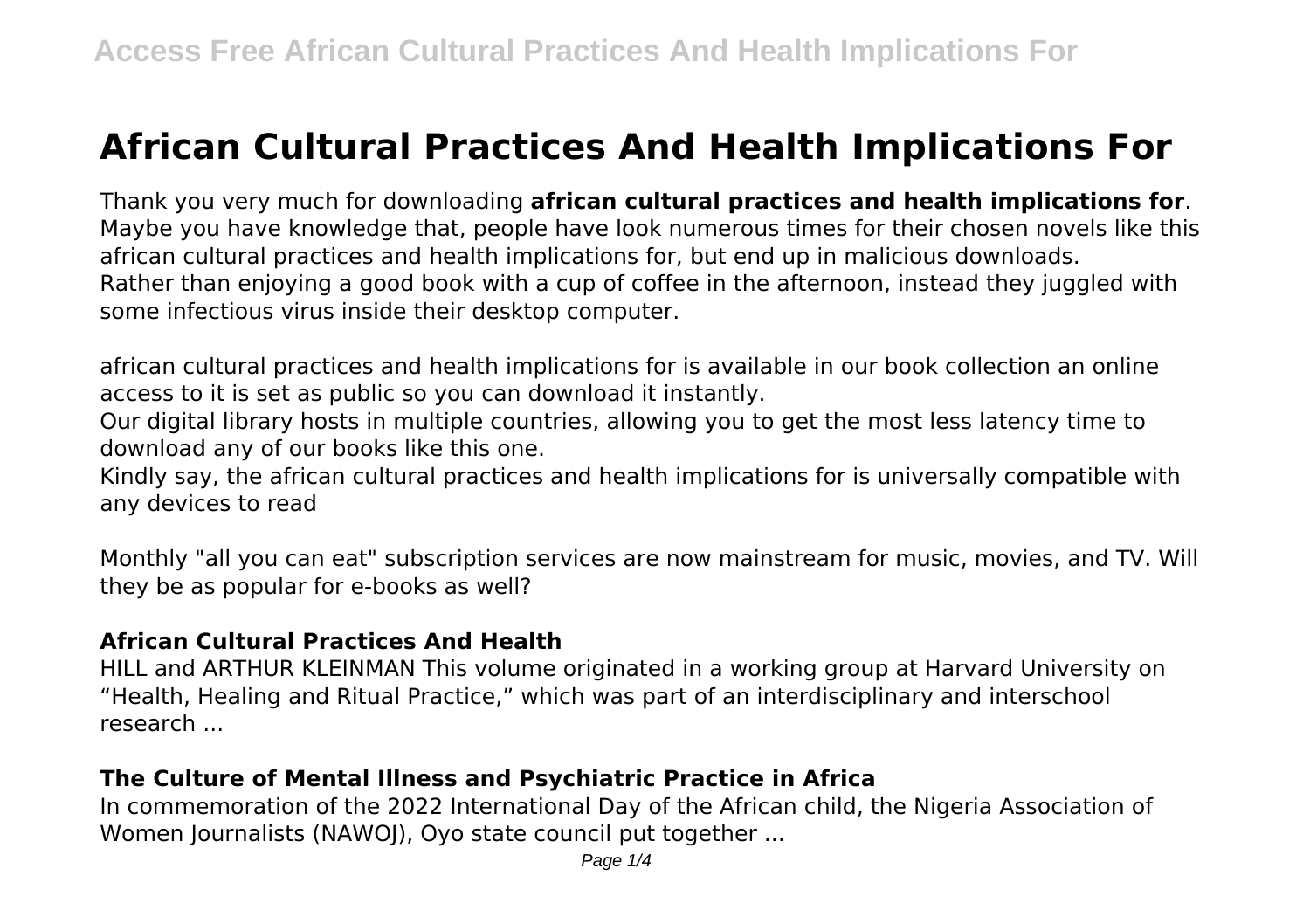# African Cultural Practices And Health Implications For

Thank you very much for downloading **african cultural practices and health implications for**. Maybe you have knowledge that, people have look numerous times for their chosen novels like this african cultural practices and health implications for, but end up in malicious downloads.
Rather than enjoying a good book with a cup of coffee in the afternoon, instead they juggled with some infectious virus inside their desktop computer.

african cultural practices and health implications for is available in our book collection an online access to it is set as public so you can download it instantly.
Our digital library hosts in multiple countries, allowing you to get the most less latency time to download any of our books like this one.
Kindly say, the african cultural practices and health implications for is universally compatible with any devices to read

Monthly "all you can eat" subscription services are now mainstream for music, movies, and TV. Will they be as popular for e-books as well?

### African Cultural Practices And Health

HILL and ARTHUR KLEINMAN This volume originated in a working group at Harvard University on "Health, Healing and Ritual Practice," which was part of an interdisciplinary and interschool research ...

### The Culture of Mental Illness and Psychiatric Practice in Africa

In commemoration of the 2022 International Day of the African child, the Nigeria Association of Women Journalists (NAWOJ), Oyo state council put together ...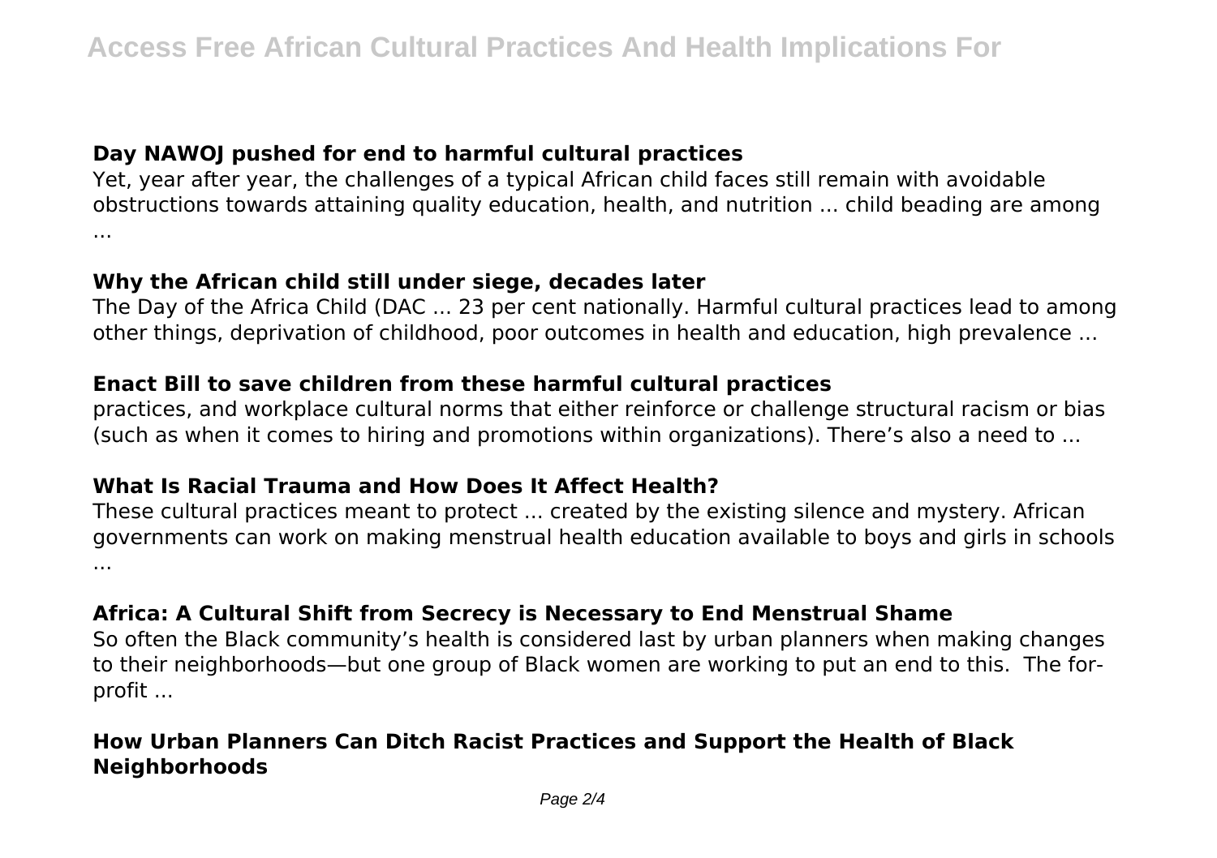### Day NAWOJ pushed for end to harmful cultural practices

Yet, year after year, the challenges of a typical African child faces still remain with avoidable obstructions towards attaining quality education, health, and nutrition ... child beading are among ...

### Why the African child still under siege, decades later

The Day of the Africa Child (DAC ... 23 per cent nationally. Harmful cultural practices lead to among other things, deprivation of childhood, poor outcomes in health and education, high prevalence ...

### Enact Bill to save children from these harmful cultural practices

practices, and workplace cultural norms that either reinforce or challenge structural racism or bias (such as when it comes to hiring and promotions within organizations). There's also a need to ...

### What Is Racial Trauma and How Does It Affect Health?

These cultural practices meant to protect ... created by the existing silence and mystery. African governments can work on making menstrual health education available to boys and girls in schools ...

### Africa: A Cultural Shift from Secrecy is Necessary to End Menstrual Shame

So often the Black community's health is considered last by urban planners when making changes to their neighborhoods—but one group of Black women are working to put an end to this. The for-profit ...

### How Urban Planners Can Ditch Racist Practices and Support the Health of Black Neighborhoods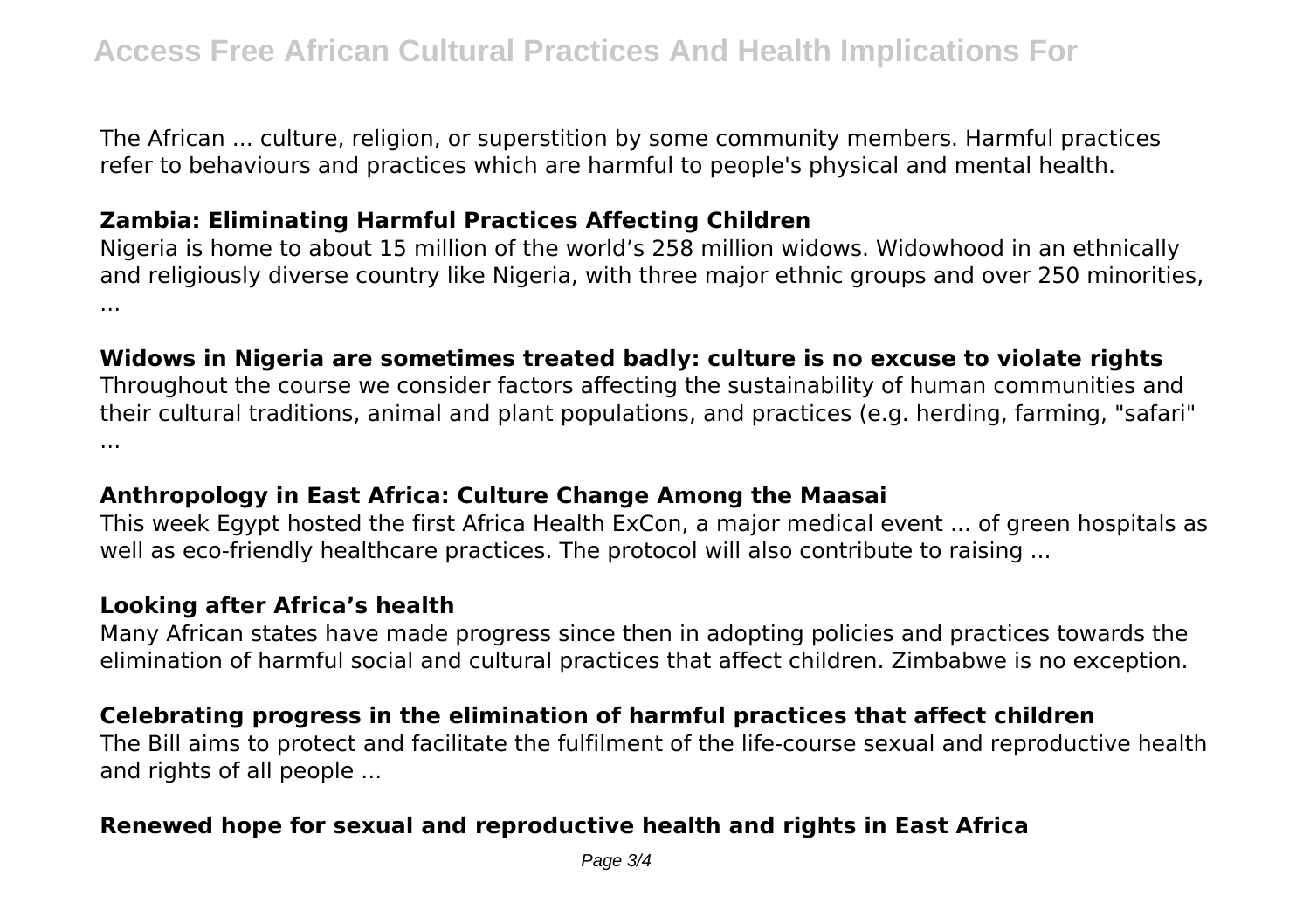The African ... culture, religion, or superstition by some community members. Harmful practices refer to behaviours and practices which are harmful to people's physical and mental health.

**Zambia: Eliminating Harmful Practices Affecting Children**

Nigeria is home to about 15 million of the world's 258 million widows. Widowhood in an ethnically and religiously diverse country like Nigeria, with three major ethnic groups and over 250 minorities, ...

**Widows in Nigeria are sometimes treated badly: culture is no excuse to violate rights**

Throughout the course we consider factors affecting the sustainability of human communities and their cultural traditions, animal and plant populations, and practices (e.g. herding, farming, "safari" ...

**Anthropology in East Africa: Culture Change Among the Maasai**

This week Egypt hosted the first Africa Health ExCon, a major medical event ... of green hospitals as well as eco-friendly healthcare practices. The protocol will also contribute to raising ...

**Looking after Africa's health**

Many African states have made progress since then in adopting policies and practices towards the elimination of harmful social and cultural practices that affect children. Zimbabwe is no exception.

**Celebrating progress in the elimination of harmful practices that affect children**

The Bill aims to protect and facilitate the fulfilment of the life-course sexual and reproductive health and rights of all people ...

**Renewed hope for sexual and reproductive health and rights in East Africa**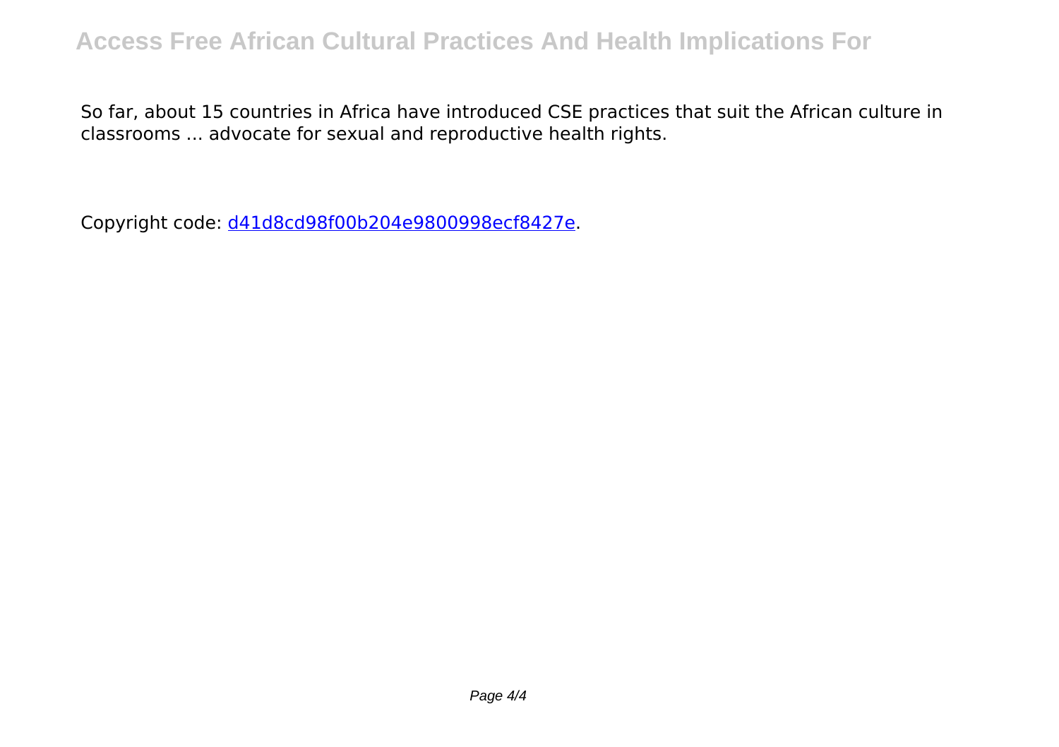So far, about 15 countries in Africa have introduced CSE practices that suit the African culture in classrooms ... advocate for sexual and reproductive health rights.

Copyright code: d41d8cd98f00b204e9800998ecf8427e.